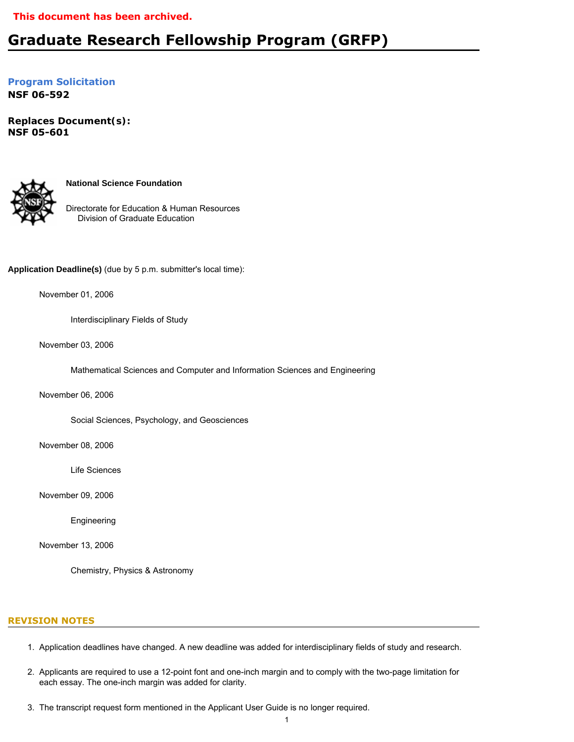This document has been archived.

# Graduate Research Fellowship Program (GRFP)

**Program Solicitation**
**NSF 06-592**

**Replaces Document(s):**
**NSF 05-601**

**National Science Foundation**

Directorate for Education & Human Resources
Division of Graduate Education

**Application Deadline(s)** (due by 5 p.m. submitter's local time):

November 01, 2006

Interdisciplinary Fields of Study

November 03, 2006

Mathematical Sciences and Computer and Information Sciences and Engineering

November 06, 2006

Social Sciences, Psychology, and Geosciences

November 08, 2006

Life Sciences

November 09, 2006

Engineering

November 13, 2006

Chemistry, Physics & Astronomy

## REVISION NOTES

1. Application deadlines have changed. A new deadline was added for interdisciplinary fields of study and research.
2. Applicants are required to use a 12-point font and one-inch margin and to comply with the two-page limitation for each essay. The one-inch margin was added for clarity.
3. The transcript request form mentioned in the Applicant User Guide is no longer required.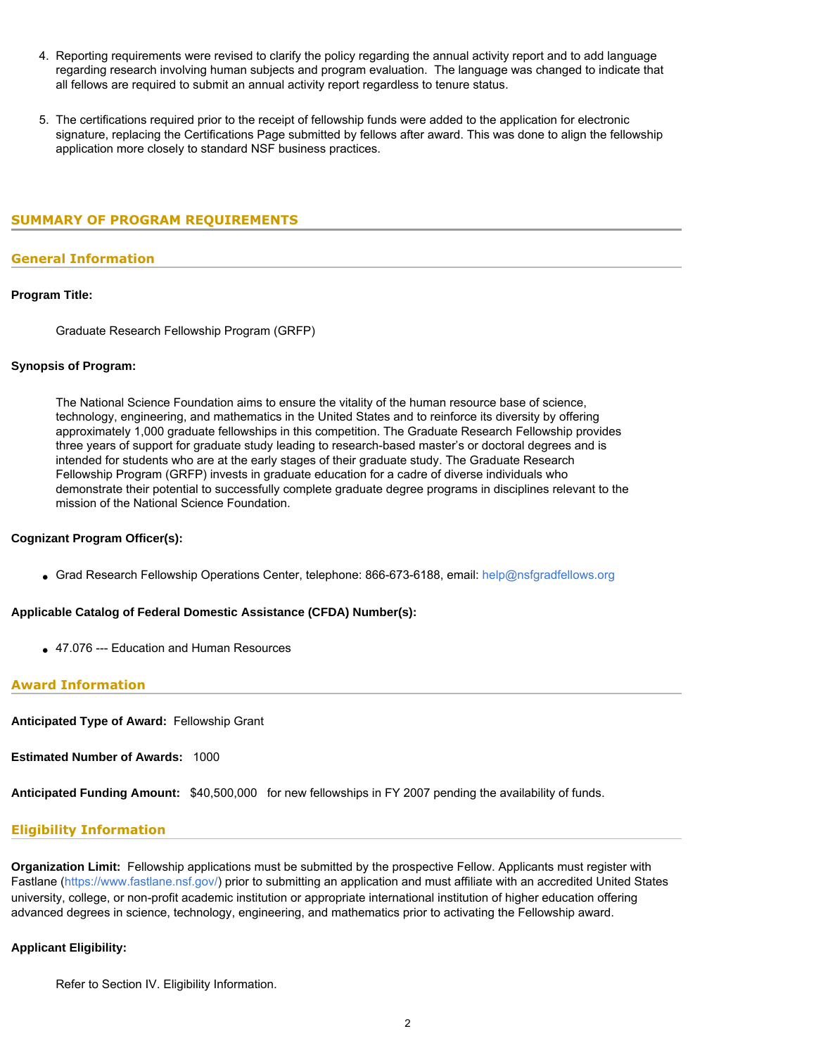4. Reporting requirements were revised to clarify the policy regarding the annual activity report and to add language regarding research involving human subjects and program evaluation. The language was changed to indicate that all fellows are required to submit an annual activity report regardless to tenure status.

5. The certifications required prior to the receipt of fellowship funds were added to the application for electronic signature, replacing the Certifications Page submitted by fellows after award. This was done to align the fellowship application more closely to standard NSF business practices.

## SUMMARY OF PROGRAM REQUIREMENTS

### General Information

**Program Title:**

Graduate Research Fellowship Program (GRFP)

**Synopsis of Program:**

The National Science Foundation aims to ensure the vitality of the human resource base of science, technology, engineering, and mathematics in the United States and to reinforce its diversity by offering approximately 1,000 graduate fellowships in this competition. The Graduate Research Fellowship provides three years of support for graduate study leading to research-based master's or doctoral degrees and is intended for students who are at the early stages of their graduate study. The Graduate Research Fellowship Program (GRFP) invests in graduate education for a cadre of diverse individuals who demonstrate their potential to successfully complete graduate degree programs in disciplines relevant to the mission of the National Science Foundation.

**Cognizant Program Officer(s):**

- Grad Research Fellowship Operations Center, telephone: 866-673-6188, email: help@nsfgradfellows.org

**Applicable Catalog of Federal Domestic Assistance (CFDA) Number(s):**

- 47.076 --- Education and Human Resources

### Award Information

**Anticipated Type of Award:** Fellowship Grant

**Estimated Number of Awards:** 1000

**Anticipated Funding Amount:** $40,500,000 for new fellowships in FY 2007 pending the availability of funds.

### Eligibility Information

**Organization Limit:** Fellowship applications must be submitted by the prospective Fellow. Applicants must register with Fastlane (https://www.fastlane.nsf.gov/) prior to submitting an application and must affiliate with an accredited United States university, college, or non-profit academic institution or appropriate international institution of higher education offering advanced degrees in science, technology, engineering, and mathematics prior to activating the Fellowship award.

**Applicant Eligibility:**

Refer to Section IV. Eligibility Information.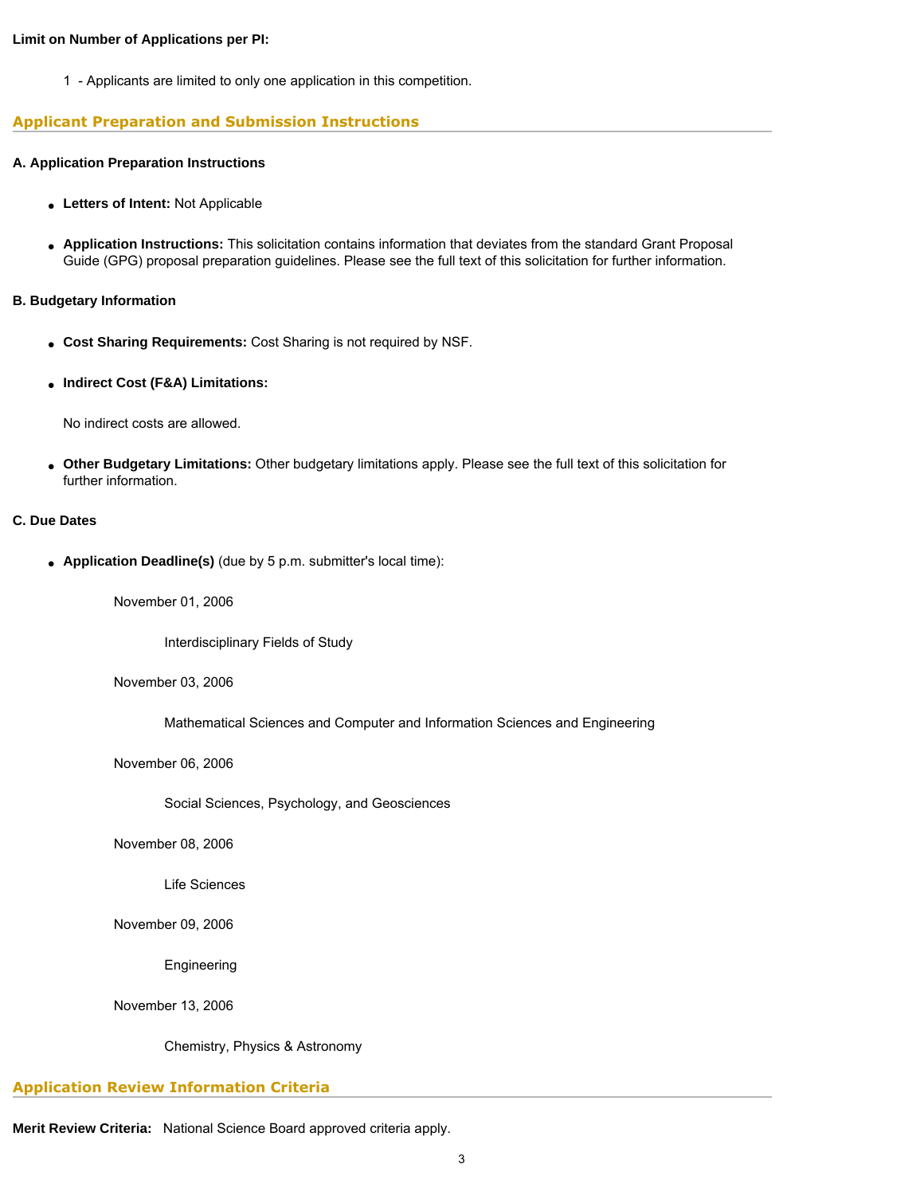**Limit on Number of Applications per PI:**

1 - Applicants are limited to only one application in this competition.

## Applicant Preparation and Submission Instructions

**A. Application Preparation Instructions**

- **Letters of Intent:** Not Applicable
- **Application Instructions:** This solicitation contains information that deviates from the standard Grant Proposal Guide (GPG) proposal preparation guidelines. Please see the full text of this solicitation for further information.

**B. Budgetary Information**

- **Cost Sharing Requirements:** Cost Sharing is not required by NSF.
- **Indirect Cost (F&A) Limitations:**

  No indirect costs are allowed.

- **Other Budgetary Limitations:** Other budgetary limitations apply. Please see the full text of this solicitation for further information.

**C. Due Dates**

- **Application Deadline(s)** (due by 5 p.m. submitter's local time):

  November 01, 2006

  Interdisciplinary Fields of Study

  November 03, 2006

  Mathematical Sciences and Computer and Information Sciences and Engineering

  November 06, 2006

  Social Sciences, Psychology, and Geosciences

  November 08, 2006

  Life Sciences

  November 09, 2006

  Engineering

  November 13, 2006

  Chemistry, Physics & Astronomy

## Application Review Information Criteria

**Merit Review Criteria:** National Science Board approved criteria apply.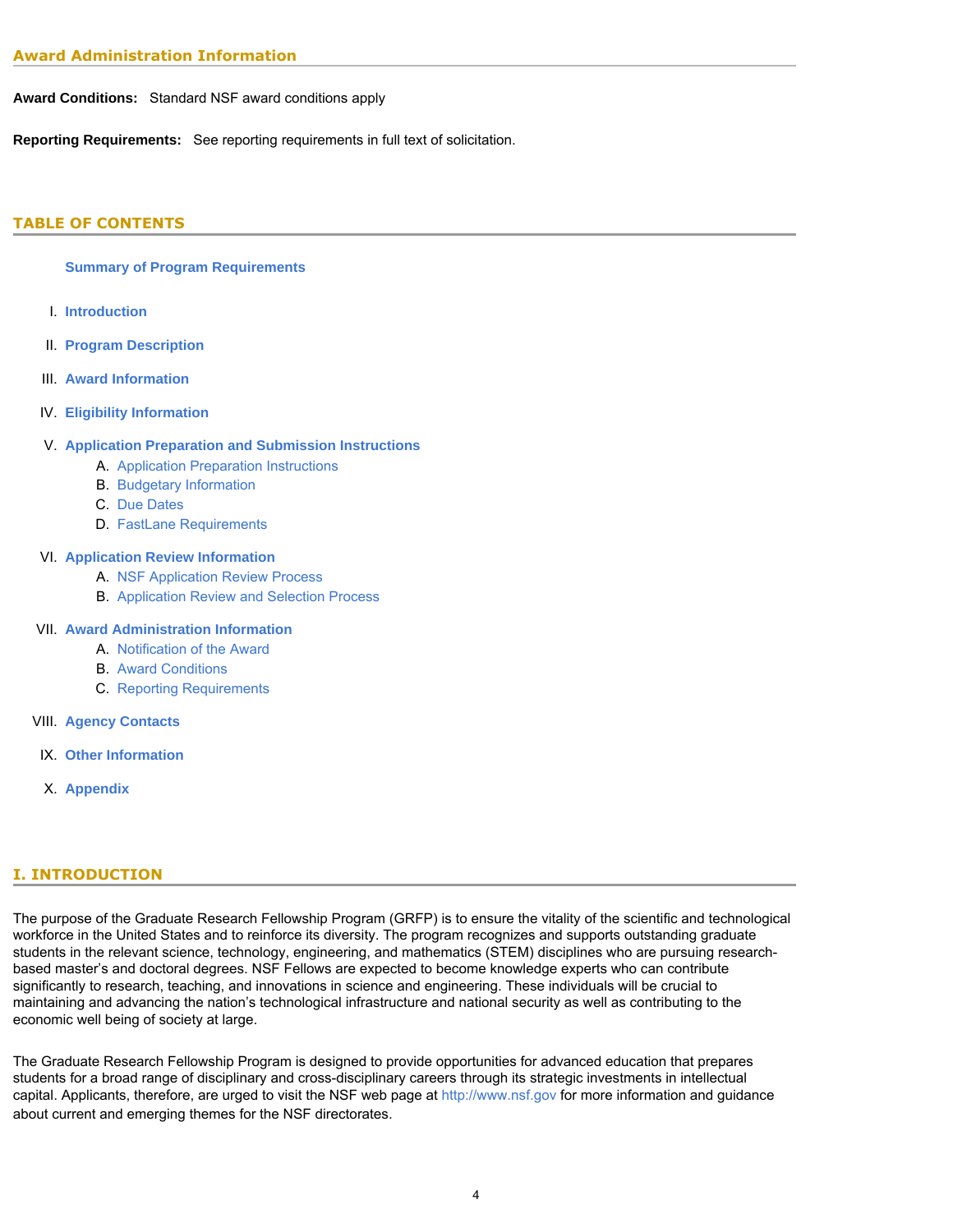## Award Administration Information

**Award Conditions:** Standard NSF award conditions apply

**Reporting Requirements:** See reporting requirements in full text of solicitation.

## TABLE OF CONTENTS

**Summary of Program Requirements**

I. **Introduction**

II. **Program Description**

III. **Award Information**

IV. **Eligibility Information**

V. **Application Preparation and Submission Instructions**
   A. Application Preparation Instructions
   B. Budgetary Information
   C. Due Dates
   D. FastLane Requirements

VI. **Application Review Information**
   A. NSF Application Review Process
   B. Application Review and Selection Process

VII. **Award Administration Information**
   A. Notification of the Award
   B. Award Conditions
   C. Reporting Requirements

VIII. **Agency Contacts**

IX. **Other Information**

X. **Appendix**

## I. INTRODUCTION

The purpose of the Graduate Research Fellowship Program (GRFP) is to ensure the vitality of the scientific and technological workforce in the United States and to reinforce its diversity. The program recognizes and supports outstanding graduate students in the relevant science, technology, engineering, and mathematics (STEM) disciplines who are pursuing research-based master's and doctoral degrees. NSF Fellows are expected to become knowledge experts who can contribute significantly to research, teaching, and innovations in science and engineering. These individuals will be crucial to maintaining and advancing the nation's technological infrastructure and national security as well as contributing to the economic well being of society at large.

The Graduate Research Fellowship Program is designed to provide opportunities for advanced education that prepares students for a broad range of disciplinary and cross-disciplinary careers through its strategic investments in intellectual capital. Applicants, therefore, are urged to visit the NSF web page at http://www.nsf.gov for more information and guidance about current and emerging themes for the NSF directorates.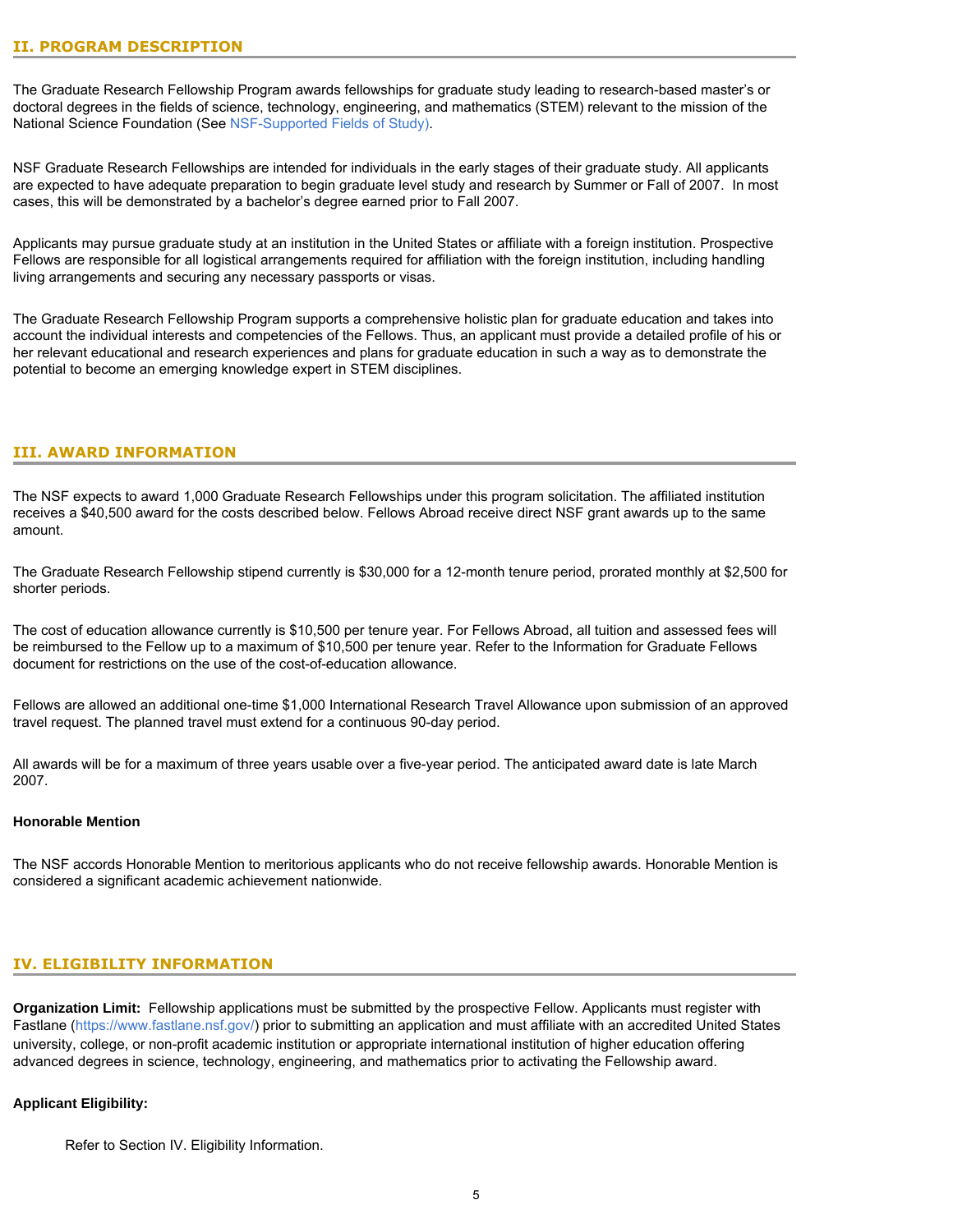## II. PROGRAM DESCRIPTION

The Graduate Research Fellowship Program awards fellowships for graduate study leading to research-based master's or doctoral degrees in the fields of science, technology, engineering, and mathematics (STEM) relevant to the mission of the National Science Foundation (See NSF-Supported Fields of Study).

NSF Graduate Research Fellowships are intended for individuals in the early stages of their graduate study. All applicants are expected to have adequate preparation to begin graduate level study and research by Summer or Fall of 2007. In most cases, this will be demonstrated by a bachelor's degree earned prior to Fall 2007.

Applicants may pursue graduate study at an institution in the United States or affiliate with a foreign institution. Prospective Fellows are responsible for all logistical arrangements required for affiliation with the foreign institution, including handling living arrangements and securing any necessary passports or visas.

The Graduate Research Fellowship Program supports a comprehensive holistic plan for graduate education and takes into account the individual interests and competencies of the Fellows. Thus, an applicant must provide a detailed profile of his or her relevant educational and research experiences and plans for graduate education in such a way as to demonstrate the potential to become an emerging knowledge expert in STEM disciplines.

## III. AWARD INFORMATION

The NSF expects to award 1,000 Graduate Research Fellowships under this program solicitation. The affiliated institution receives a $40,500 award for the costs described below. Fellows Abroad receive direct NSF grant awards up to the same amount.

The Graduate Research Fellowship stipend currently is $30,000 for a 12-month tenure period, prorated monthly at $2,500 for shorter periods.

The cost of education allowance currently is $10,500 per tenure year. For Fellows Abroad, all tuition and assessed fees will be reimbursed to the Fellow up to a maximum of $10,500 per tenure year. Refer to the Information for Graduate Fellows document for restrictions on the use of the cost-of-education allowance.

Fellows are allowed an additional one-time $1,000 International Research Travel Allowance upon submission of an approved travel request. The planned travel must extend for a continuous 90-day period.

All awards will be for a maximum of three years usable over a five-year period. The anticipated award date is late March 2007.

**Honorable Mention**

The NSF accords Honorable Mention to meritorious applicants who do not receive fellowship awards. Honorable Mention is considered a significant academic achievement nationwide.

## IV. ELIGIBILITY INFORMATION

**Organization Limit:** Fellowship applications must be submitted by the prospective Fellow. Applicants must register with Fastlane (https://www.fastlane.nsf.gov/) prior to submitting an application and must affiliate with an accredited United States university, college, or non-profit academic institution or appropriate international institution of higher education offering advanced degrees in science, technology, engineering, and mathematics prior to activating the Fellowship award.

**Applicant Eligibility:**

Refer to Section IV. Eligibility Information.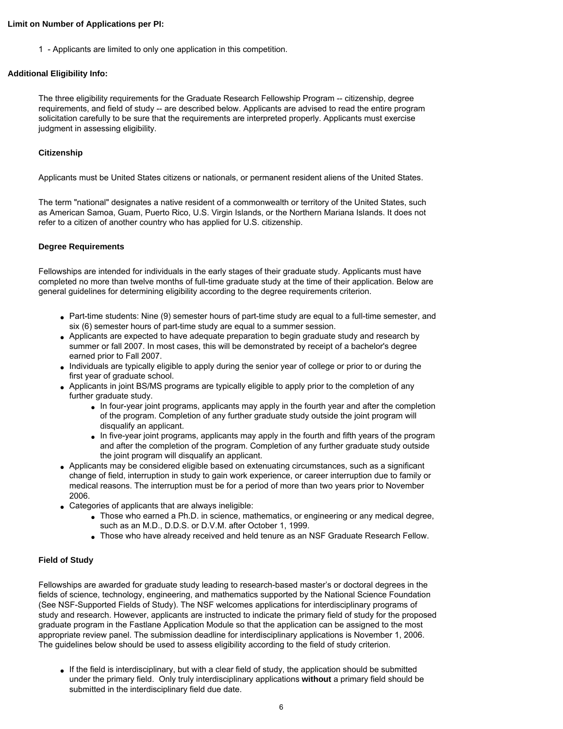**Limit on Number of Applications per PI:**

1 - Applicants are limited to only one application in this competition.

**Additional Eligibility Info:**

The three eligibility requirements for the Graduate Research Fellowship Program -- citizenship, degree requirements, and field of study -- are described below. Applicants are advised to read the entire program solicitation carefully to be sure that the requirements are interpreted properly. Applicants must exercise judgment in assessing eligibility.

**Citizenship**

Applicants must be United States citizens or nationals, or permanent resident aliens of the United States.

The term "national" designates a native resident of a commonwealth or territory of the United States, such as American Samoa, Guam, Puerto Rico, U.S. Virgin Islands, or the Northern Mariana Islands. It does not refer to a citizen of another country who has applied for U.S. citizenship.

**Degree Requirements**

Fellowships are intended for individuals in the early stages of their graduate study. Applicants must have completed no more than twelve months of full-time graduate study at the time of their application. Below are general guidelines for determining eligibility according to the degree requirements criterion.

- Part-time students: Nine (9) semester hours of part-time study are equal to a full-time semester, and six (6) semester hours of part-time study are equal to a summer session.
- Applicants are expected to have adequate preparation to begin graduate study and research by summer or fall 2007. In most cases, this will be demonstrated by receipt of a bachelor's degree earned prior to Fall 2007.
- Individuals are typically eligible to apply during the senior year of college or prior to or during the first year of graduate school.
- Applicants in joint BS/MS programs are typically eligible to apply prior to the completion of any further graduate study.
  - In four-year joint programs, applicants may apply in the fourth year and after the completion of the program. Completion of any further graduate study outside the joint program will disqualify an applicant.
  - In five-year joint programs, applicants may apply in the fourth and fifth years of the program and after the completion of the program. Completion of any further graduate study outside the joint program will disqualify an applicant.
- Applicants may be considered eligible based on extenuating circumstances, such as a significant change of field, interruption in study to gain work experience, or career interruption due to family or medical reasons. The interruption must be for a period of more than two years prior to November 2006.
- Categories of applicants that are always ineligible:
  - Those who earned a Ph.D. in science, mathematics, or engineering or any medical degree, such as an M.D., D.D.S. or D.V.M. after October 1, 1999.
  - Those who have already received and held tenure as an NSF Graduate Research Fellow.

**Field of Study**

Fellowships are awarded for graduate study leading to research-based master's or doctoral degrees in the fields of science, technology, engineering, and mathematics supported by the National Science Foundation (See NSF-Supported Fields of Study). The NSF welcomes applications for interdisciplinary programs of study and research. However, applicants are instructed to indicate the primary field of study for the proposed graduate program in the Fastlane Application Module so that the application can be assigned to the most appropriate review panel. The submission deadline for interdisciplinary applications is November 1, 2006. The guidelines below should be used to assess eligibility according to the field of study criterion.

- If the field is interdisciplinary, but with a clear field of study, the application should be submitted under the primary field. Only truly interdisciplinary applications **without** a primary field should be submitted in the interdisciplinary field due date.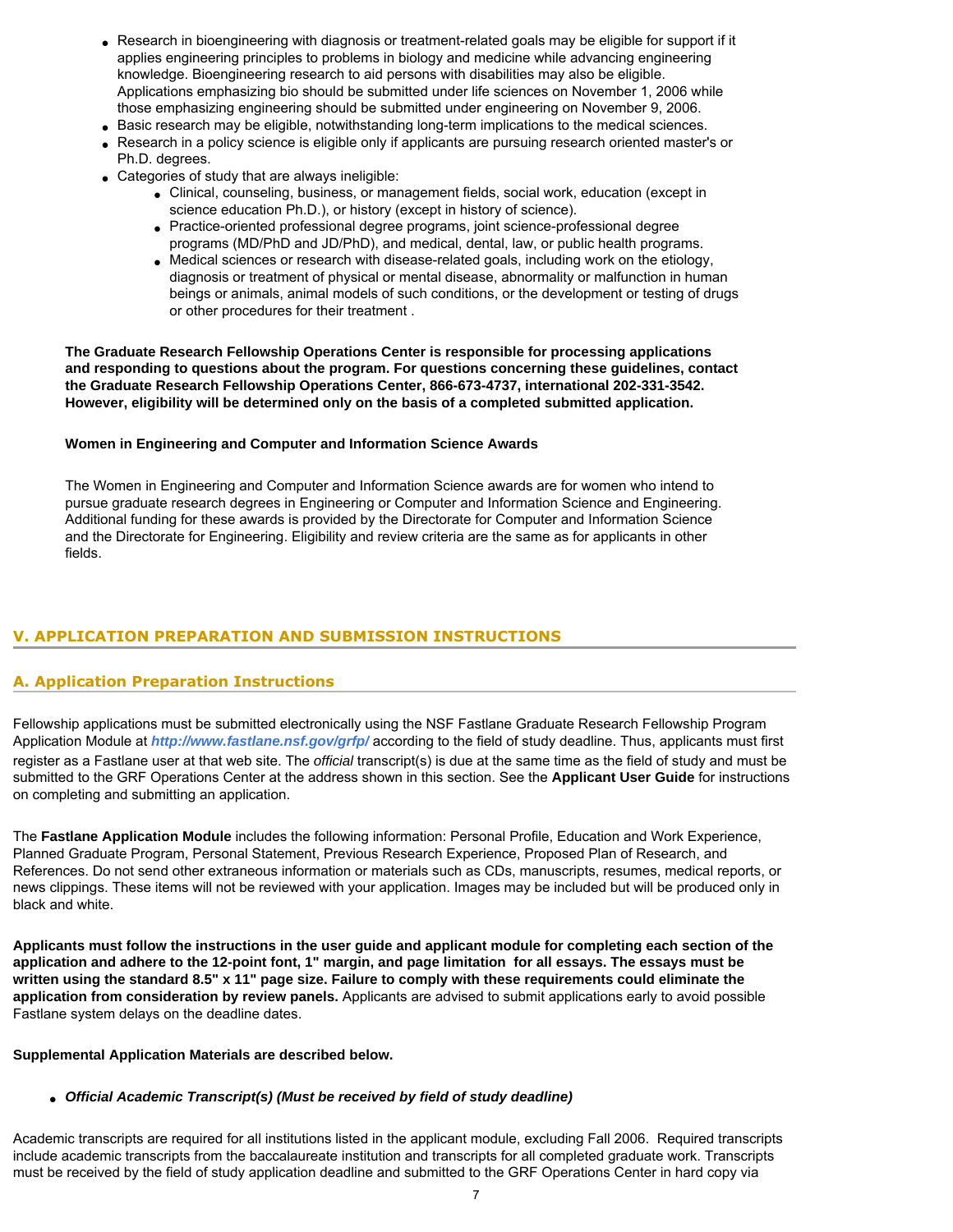- Research in bioengineering with diagnosis or treatment-related goals may be eligible for support if it applies engineering principles to problems in biology and medicine while advancing engineering knowledge. Bioengineering research to aid persons with disabilities may also be eligible. Applications emphasizing bio should be submitted under life sciences on November 1, 2006 while those emphasizing engineering should be submitted under engineering on November 9, 2006.
- Basic research may be eligible, notwithstanding long-term implications to the medical sciences.
- Research in a policy science is eligible only if applicants are pursuing research oriented master's or Ph.D. degrees.
- Categories of study that are always ineligible:
  - Clinical, counseling, business, or management fields, social work, education (except in science education Ph.D.), or history (except in history of science).
  - Practice-oriented professional degree programs, joint science-professional degree programs (MD/PhD and JD/PhD), and medical, dental, law, or public health programs.
  - Medical sciences or research with disease-related goals, including work on the etiology, diagnosis or treatment of physical or mental disease, abnormality or malfunction in human beings or animals, animal models of such conditions, or the development or testing of drugs or other procedures for their treatment .

**The Graduate Research Fellowship Operations Center is responsible for processing applications and responding to questions about the program. For questions concerning these guidelines, contact the Graduate Research Fellowship Operations Center, 866-673-4737, international 202-331-3542. However, eligibility will be determined only on the basis of a completed submitted application.**

**Women in Engineering and Computer and Information Science Awards**

The Women in Engineering and Computer and Information Science awards are for women who intend to pursue graduate research degrees in Engineering or Computer and Information Science and Engineering. Additional funding for these awards is provided by the Directorate for Computer and Information Science and the Directorate for Engineering. Eligibility and review criteria are the same as for applicants in other fields.

## V. APPLICATION PREPARATION AND SUBMISSION INSTRUCTIONS

### A. Application Preparation Instructions

Fellowship applications must be submitted electronically using the NSF Fastlane Graduate Research Fellowship Program Application Module at ***http://www.fastlane.nsf.gov/grfp/*** according to the field of study deadline. Thus, applicants must first register as a Fastlane user at that web site. The *official* transcript(s) is due at the same time as the field of study and must be submitted to the GRF Operations Center at the address shown in this section. See the **Applicant User Guide** for instructions on completing and submitting an application.

The **Fastlane Application Module** includes the following information: Personal Profile, Education and Work Experience, Planned Graduate Program, Personal Statement, Previous Research Experience, Proposed Plan of Research, and References. Do not send other extraneous information or materials such as CDs, manuscripts, resumes, medical reports, or news clippings. These items will not be reviewed with your application. Images may be included but will be produced only in black and white.

**Applicants must follow the instructions in the user guide and applicant module for completing each section of the application and adhere to the 12-point font, 1" margin, and page limitation for all essays. The essays must be written using the standard 8.5" x 11" page size. Failure to comply with these requirements could eliminate the application from consideration by review panels.** Applicants are advised to submit applications early to avoid possible Fastlane system delays on the deadline dates.

**Supplemental Application Materials are described below.**

- ***Official Academic Transcript(s) (Must be received by field of study deadline)***

Academic transcripts are required for all institutions listed in the applicant module, excluding Fall 2006. Required transcripts include academic transcripts from the baccalaureate institution and transcripts for all completed graduate work. Transcripts must be received by the field of study application deadline and submitted to the GRF Operations Center in hard copy via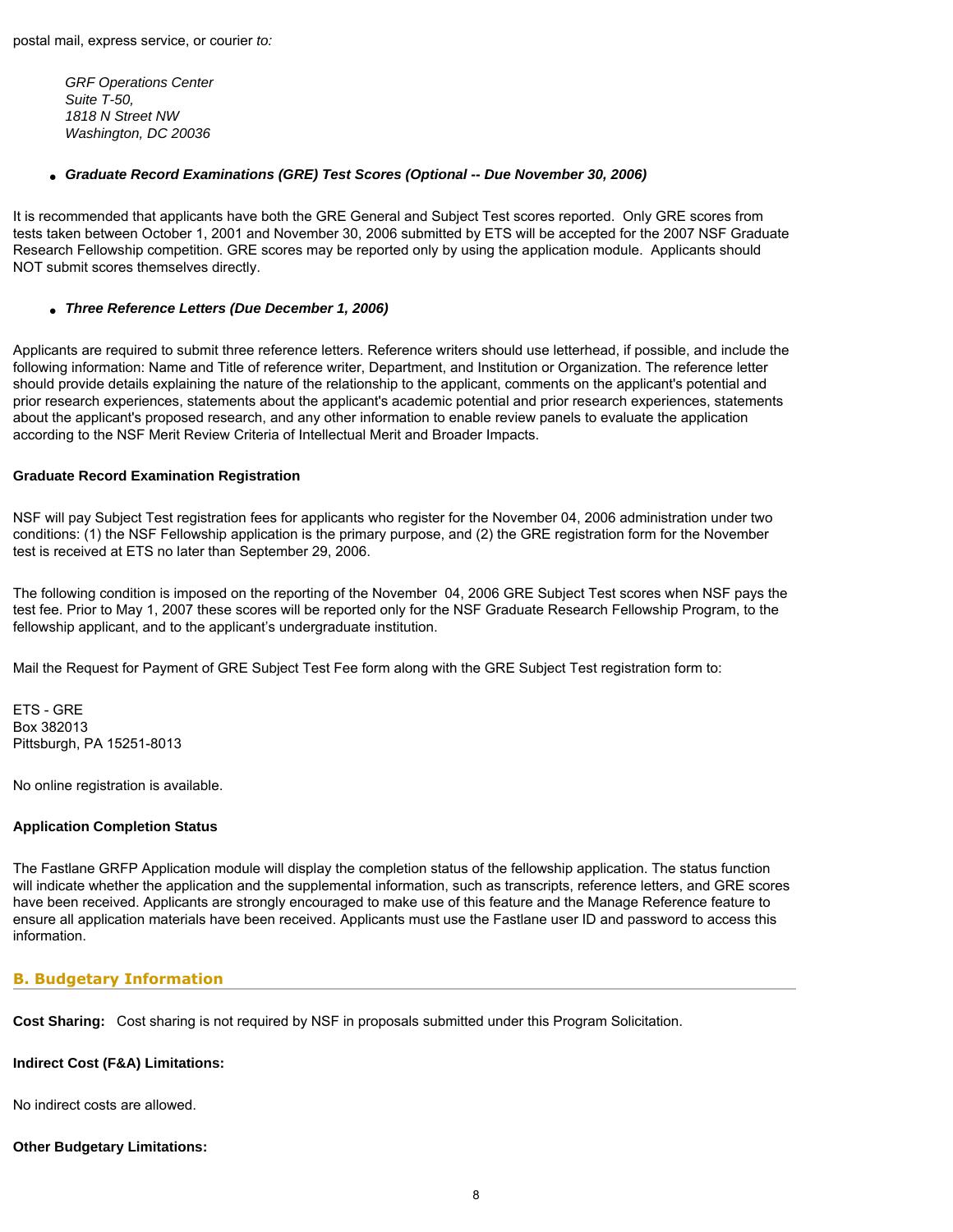postal mail, express service, or courier *to:*

*GRF Operations Center*
*Suite T-50,*
*1818 N Street NW*
*Washington, DC 20036*

- ***Graduate Record Examinations (GRE) Test Scores (Optional -- Due November 30, 2006)***

It is recommended that applicants have both the GRE General and Subject Test scores reported. Only GRE scores from tests taken between October 1, 2001 and November 30, 2006 submitted by ETS will be accepted for the 2007 NSF Graduate Research Fellowship competition. GRE scores may be reported only by using the application module. Applicants should NOT submit scores themselves directly.

- ***Three Reference Letters (Due December 1, 2006)***

Applicants are required to submit three reference letters. Reference writers should use letterhead, if possible, and include the following information: Name and Title of reference writer, Department, and Institution or Organization. The reference letter should provide details explaining the nature of the relationship to the applicant, comments on the applicant's potential and prior research experiences, statements about the applicant's academic potential and prior research experiences, statements about the applicant's proposed research, and any other information to enable review panels to evaluate the application according to the NSF Merit Review Criteria of Intellectual Merit and Broader Impacts.

**Graduate Record Examination Registration**

NSF will pay Subject Test registration fees for applicants who register for the November 04, 2006 administration under two conditions: (1) the NSF Fellowship application is the primary purpose, and (2) the GRE registration form for the November test is received at ETS no later than September 29, 2006.

The following condition is imposed on the reporting of the November 04, 2006 GRE Subject Test scores when NSF pays the test fee. Prior to May 1, 2007 these scores will be reported only for the NSF Graduate Research Fellowship Program, to the fellowship applicant, and to the applicant's undergraduate institution.

Mail the Request for Payment of GRE Subject Test Fee form along with the GRE Subject Test registration form to:

ETS - GRE
Box 382013
Pittsburgh, PA 15251-8013

No online registration is available.

**Application Completion Status**

The Fastlane GRFP Application module will display the completion status of the fellowship application. The status function will indicate whether the application and the supplemental information, such as transcripts, reference letters, and GRE scores have been received. Applicants are strongly encouraged to make use of this feature and the Manage Reference feature to ensure all application materials have been received. Applicants must use the Fastlane user ID and password to access this information.

## B. Budgetary Information

**Cost Sharing:** Cost sharing is not required by NSF in proposals submitted under this Program Solicitation.

**Indirect Cost (F&A) Limitations:**

No indirect costs are allowed.

**Other Budgetary Limitations:**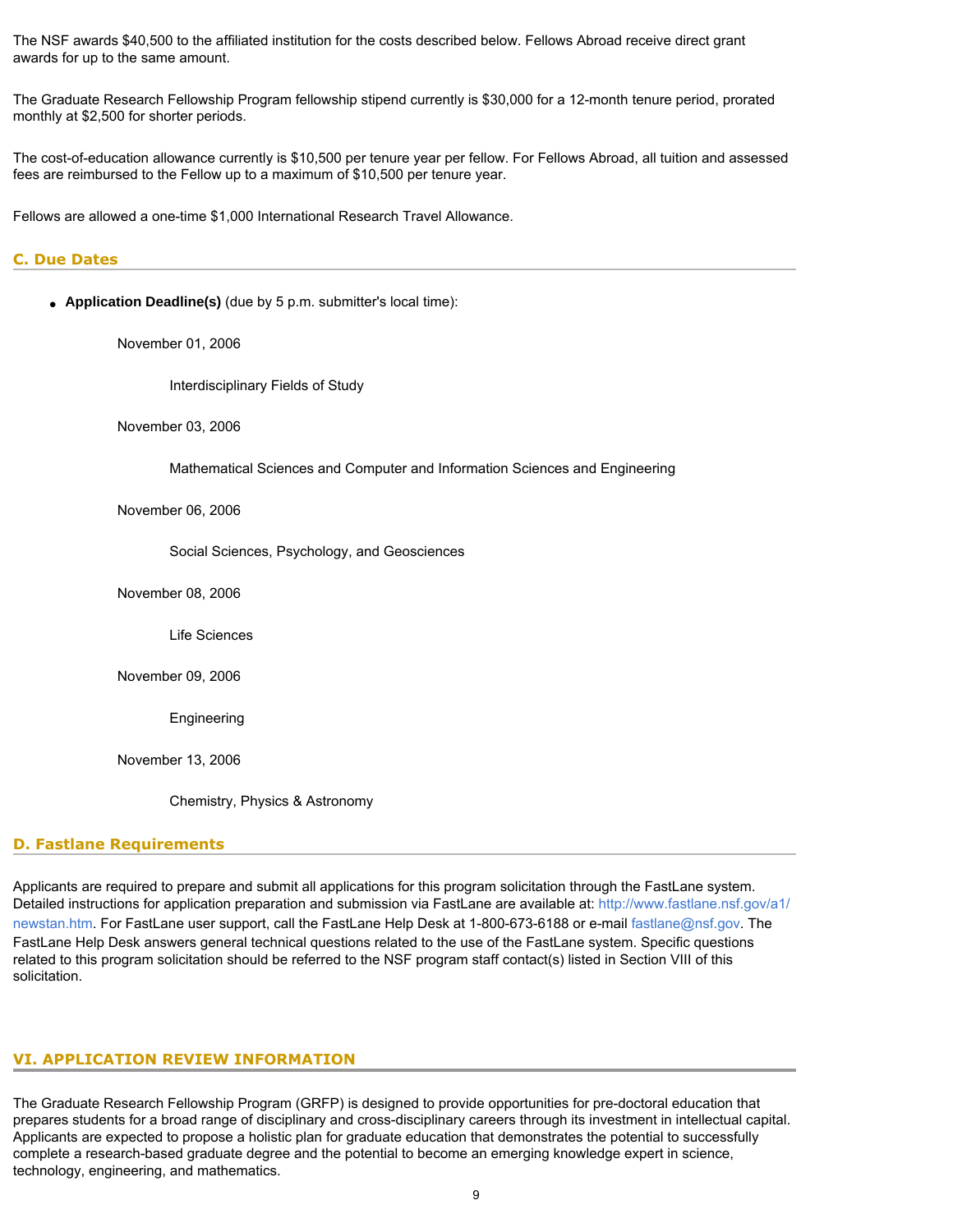The NSF awards $40,500 to the affiliated institution for the costs described below. Fellows Abroad receive direct grant awards for up to the same amount.

The Graduate Research Fellowship Program fellowship stipend currently is $30,000 for a 12-month tenure period, prorated monthly at $2,500 for shorter periods.

The cost-of-education allowance currently is $10,500 per tenure year per fellow. For Fellows Abroad, all tuition and assessed fees are reimbursed to the Fellow up to a maximum of $10,500 per tenure year.

Fellows are allowed a one-time $1,000 International Research Travel Allowance.

### C. Due Dates

- **Application Deadline(s)** (due by 5 p.m. submitter's local time):

  November 01, 2006

  Interdisciplinary Fields of Study

  November 03, 2006

  Mathematical Sciences and Computer and Information Sciences and Engineering

  November 06, 2006

  Social Sciences, Psychology, and Geosciences

  November 08, 2006

  Life Sciences

  November 09, 2006

  Engineering

  November 13, 2006

  Chemistry, Physics & Astronomy

### D. Fastlane Requirements

Applicants are required to prepare and submit all applications for this program solicitation through the FastLane system. Detailed instructions for application preparation and submission via FastLane are available at: http://www.fastlane.nsf.gov/a1/newstan.htm. For FastLane user support, call the FastLane Help Desk at 1-800-673-6188 or e-mail fastlane@nsf.gov. The FastLane Help Desk answers general technical questions related to the use of the FastLane system. Specific questions related to this program solicitation should be referred to the NSF program staff contact(s) listed in Section VIII of this solicitation.

## VI. APPLICATION REVIEW INFORMATION

The Graduate Research Fellowship Program (GRFP) is designed to provide opportunities for pre-doctoral education that prepares students for a broad range of disciplinary and cross-disciplinary careers through its investment in intellectual capital. Applicants are expected to propose a holistic plan for graduate education that demonstrates the potential to successfully complete a research-based graduate degree and the potential to become an emerging knowledge expert in science, technology, engineering, and mathematics.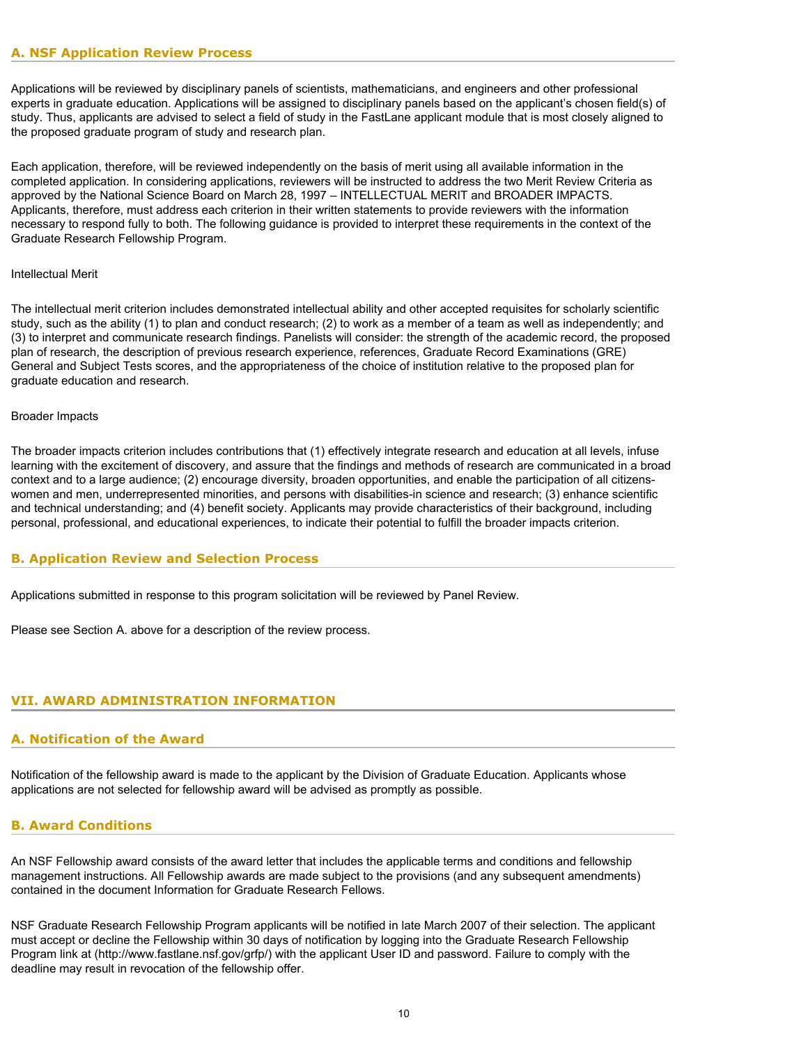### A. NSF Application Review Process

Applications will be reviewed by disciplinary panels of scientists, mathematicians, and engineers and other professional experts in graduate education. Applications will be assigned to disciplinary panels based on the applicant's chosen field(s) of study. Thus, applicants are advised to select a field of study in the FastLane applicant module that is most closely aligned to the proposed graduate program of study and research plan.

Each application, therefore, will be reviewed independently on the basis of merit using all available information in the completed application. In considering applications, reviewers will be instructed to address the two Merit Review Criteria as approved by the National Science Board on March 28, 1997 – INTELLECTUAL MERIT and BROADER IMPACTS. Applicants, therefore, must address each criterion in their written statements to provide reviewers with the information necessary to respond fully to both. The following guidance is provided to interpret these requirements in the context of the Graduate Research Fellowship Program.

Intellectual Merit

The intellectual merit criterion includes demonstrated intellectual ability and other accepted requisites for scholarly scientific study, such as the ability (1) to plan and conduct research; (2) to work as a member of a team as well as independently; and (3) to interpret and communicate research findings. Panelists will consider: the strength of the academic record, the proposed plan of research, the description of previous research experience, references, Graduate Record Examinations (GRE) General and Subject Tests scores, and the appropriateness of the choice of institution relative to the proposed plan for graduate education and research.

Broader Impacts

The broader impacts criterion includes contributions that (1) effectively integrate research and education at all levels, infuse learning with the excitement of discovery, and assure that the findings and methods of research are communicated in a broad context and to a large audience; (2) encourage diversity, broaden opportunities, and enable the participation of all citizens-women and men, underrepresented minorities, and persons with disabilities-in science and research; (3) enhance scientific and technical understanding; and (4) benefit society. Applicants may provide characteristics of their background, including personal, professional, and educational experiences, to indicate their potential to fulfill the broader impacts criterion.

### B. Application Review and Selection Process

Applications submitted in response to this program solicitation will be reviewed by Panel Review.

Please see Section A. above for a description of the review process.

## VII. AWARD ADMINISTRATION INFORMATION

### A. Notification of the Award

Notification of the fellowship award is made to the applicant by the Division of Graduate Education. Applicants whose applications are not selected for fellowship award will be advised as promptly as possible.

### B. Award Conditions

An NSF Fellowship award consists of the award letter that includes the applicable terms and conditions and fellowship management instructions. All Fellowship awards are made subject to the provisions (and any subsequent amendments) contained in the document Information for Graduate Research Fellows.

NSF Graduate Research Fellowship Program applicants will be notified in late March 2007 of their selection. The applicant must accept or decline the Fellowship within 30 days of notification by logging into the Graduate Research Fellowship Program link at (http://www.fastlane.nsf.gov/grfp/) with the applicant User ID and password. Failure to comply with the deadline may result in revocation of the fellowship offer.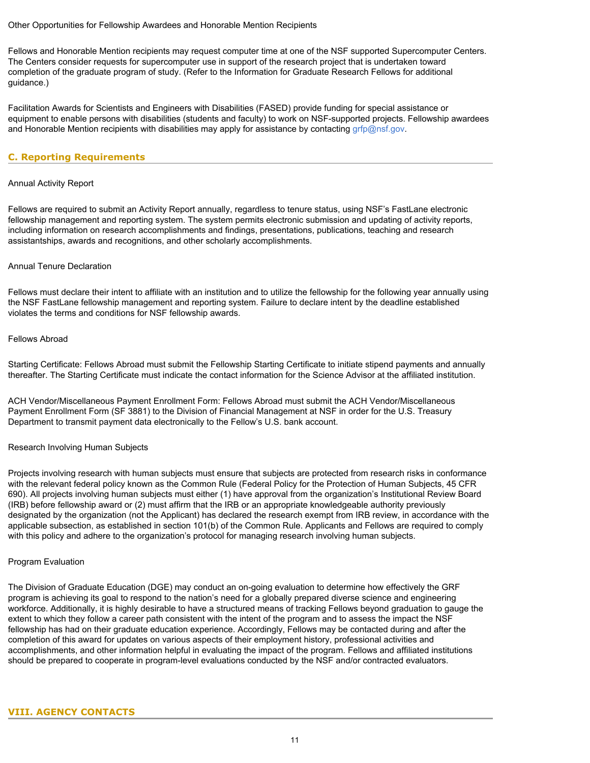Other Opportunities for Fellowship Awardees and Honorable Mention Recipients

Fellows and Honorable Mention recipients may request computer time at one of the NSF supported Supercomputer Centers. The Centers consider requests for supercomputer use in support of the research project that is undertaken toward completion of the graduate program of study. (Refer to the Information for Graduate Research Fellows for additional guidance.)

Facilitation Awards for Scientists and Engineers with Disabilities (FASED) provide funding for special assistance or equipment to enable persons with disabilities (students and faculty) to work on NSF-supported projects. Fellowship awardees and Honorable Mention recipients with disabilities may apply for assistance by contacting grfp@nsf.gov.

## C. Reporting Requirements

Annual Activity Report

Fellows are required to submit an Activity Report annually, regardless to tenure status, using NSF's FastLane electronic fellowship management and reporting system. The system permits electronic submission and updating of activity reports, including information on research accomplishments and findings, presentations, publications, teaching and research assistantships, awards and recognitions, and other scholarly accomplishments.

Annual Tenure Declaration

Fellows must declare their intent to affiliate with an institution and to utilize the fellowship for the following year annually using the NSF FastLane fellowship management and reporting system. Failure to declare intent by the deadline established violates the terms and conditions for NSF fellowship awards.

Fellows Abroad

Starting Certificate: Fellows Abroad must submit the Fellowship Starting Certificate to initiate stipend payments and annually thereafter. The Starting Certificate must indicate the contact information for the Science Advisor at the affiliated institution.

ACH Vendor/Miscellaneous Payment Enrollment Form: Fellows Abroad must submit the ACH Vendor/Miscellaneous Payment Enrollment Form (SF 3881) to the Division of Financial Management at NSF in order for the U.S. Treasury Department to transmit payment data electronically to the Fellow's U.S. bank account.

Research Involving Human Subjects

Projects involving research with human subjects must ensure that subjects are protected from research risks in conformance with the relevant federal policy known as the Common Rule (Federal Policy for the Protection of Human Subjects, 45 CFR 690). All projects involving human subjects must either (1) have approval from the organization's Institutional Review Board (IRB) before fellowship award or (2) must affirm that the IRB or an appropriate knowledgeable authority previously designated by the organization (not the Applicant) has declared the research exempt from IRB review, in accordance with the applicable subsection, as established in section 101(b) of the Common Rule. Applicants and Fellows are required to comply with this policy and adhere to the organization's protocol for managing research involving human subjects.

Program Evaluation

The Division of Graduate Education (DGE) may conduct an on-going evaluation to determine how effectively the GRF program is achieving its goal to respond to the nation's need for a globally prepared diverse science and engineering workforce. Additionally, it is highly desirable to have a structured means of tracking Fellows beyond graduation to gauge the extent to which they follow a career path consistent with the intent of the program and to assess the impact the NSF fellowship has had on their graduate education experience. Accordingly, Fellows may be contacted during and after the completion of this award for updates on various aspects of their employment history, professional activities and accomplishments, and other information helpful in evaluating the impact of the program. Fellows and affiliated institutions should be prepared to cooperate in program-level evaluations conducted by the NSF and/or contracted evaluators.

## VIII. AGENCY CONTACTS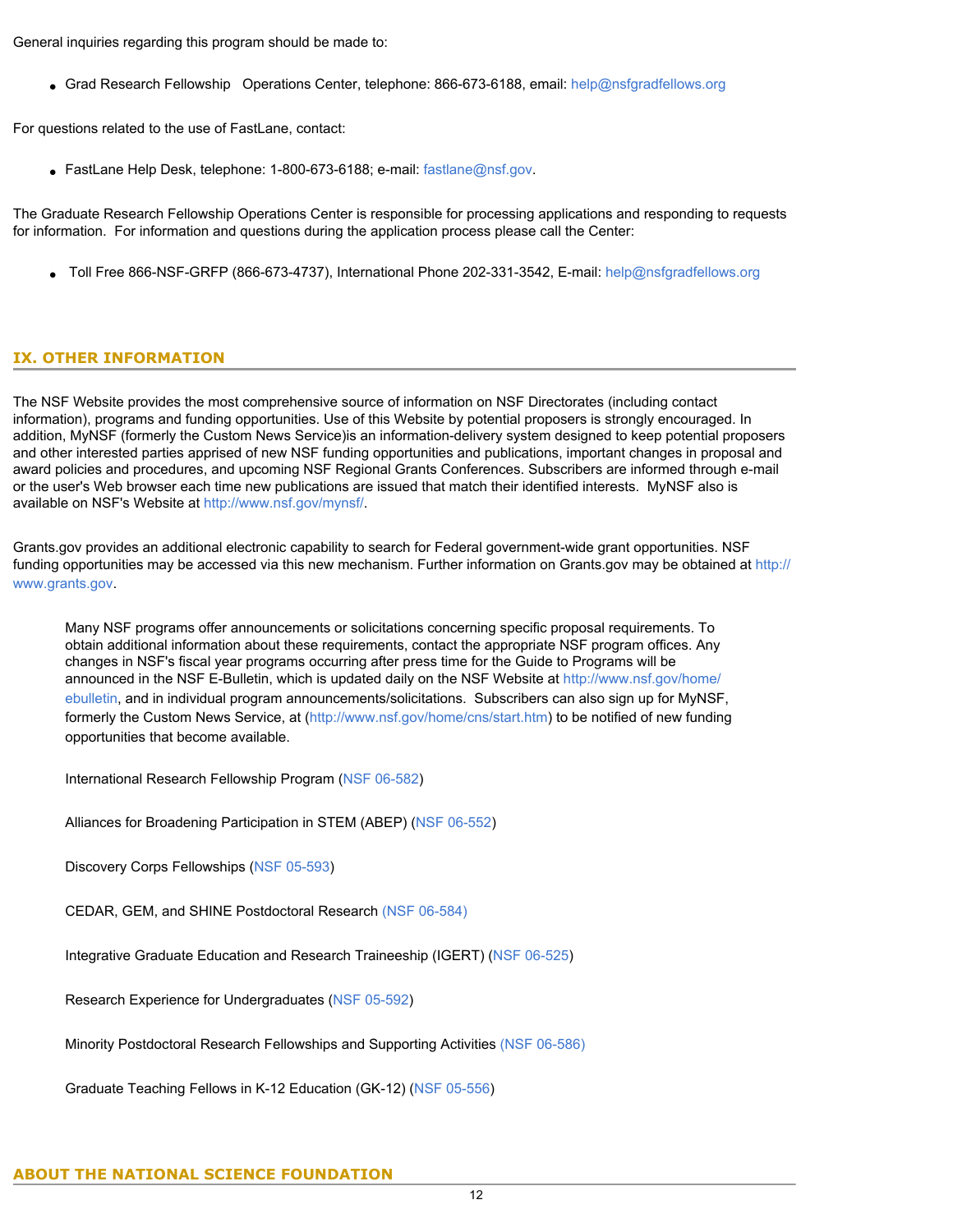General inquiries regarding this program should be made to:

- Grad Research Fellowship Operations Center, telephone: 866-673-6188, email: help@nsfgradfellows.org

For questions related to the use of FastLane, contact:

- FastLane Help Desk, telephone: 1-800-673-6188; e-mail: fastlane@nsf.gov.

The Graduate Research Fellowship Operations Center is responsible for processing applications and responding to requests for information. For information and questions during the application process please call the Center:

- Toll Free 866-NSF-GRFP (866-673-4737), International Phone 202-331-3542, E-mail: help@nsfgradfellows.org

## IX. OTHER INFORMATION

The NSF Website provides the most comprehensive source of information on NSF Directorates (including contact information), programs and funding opportunities. Use of this Website by potential proposers is strongly encouraged. In addition, MyNSF (formerly the Custom News Service)is an information-delivery system designed to keep potential proposers and other interested parties apprised of new NSF funding opportunities and publications, important changes in proposal and award policies and procedures, and upcoming NSF Regional Grants Conferences. Subscribers are informed through e-mail or the user's Web browser each time new publications are issued that match their identified interests. MyNSF also is available on NSF's Website at http://www.nsf.gov/mynsf/.

Grants.gov provides an additional electronic capability to search for Federal government-wide grant opportunities. NSF funding opportunities may be accessed via this new mechanism. Further information on Grants.gov may be obtained at http://www.grants.gov.

> Many NSF programs offer announcements or solicitations concerning specific proposal requirements. To obtain additional information about these requirements, contact the appropriate NSF program offices. Any changes in NSF's fiscal year programs occurring after press time for the Guide to Programs will be announced in the NSF E-Bulletin, which is updated daily on the NSF Website at http://www.nsf.gov/home/ebulletin, and in individual program announcements/solicitations. Subscribers can also sign up for MyNSF, formerly the Custom News Service, at (http://www.nsf.gov/home/cns/start.htm) to be notified of new funding opportunities that become available.
>
> International Research Fellowship Program (NSF 06-582)
>
> Alliances for Broadening Participation in STEM (ABEP) (NSF 06-552)
>
> Discovery Corps Fellowships (NSF 05-593)
>
> CEDAR, GEM, and SHINE Postdoctoral Research (NSF 06-584)
>
> Integrative Graduate Education and Research Traineeship (IGERT) (NSF 06-525)
>
> Research Experience for Undergraduates (NSF 05-592)
>
> Minority Postdoctoral Research Fellowships and Supporting Activities (NSF 06-586)
>
> Graduate Teaching Fellows in K-12 Education (GK-12) (NSF 05-556)

## ABOUT THE NATIONAL SCIENCE FOUNDATION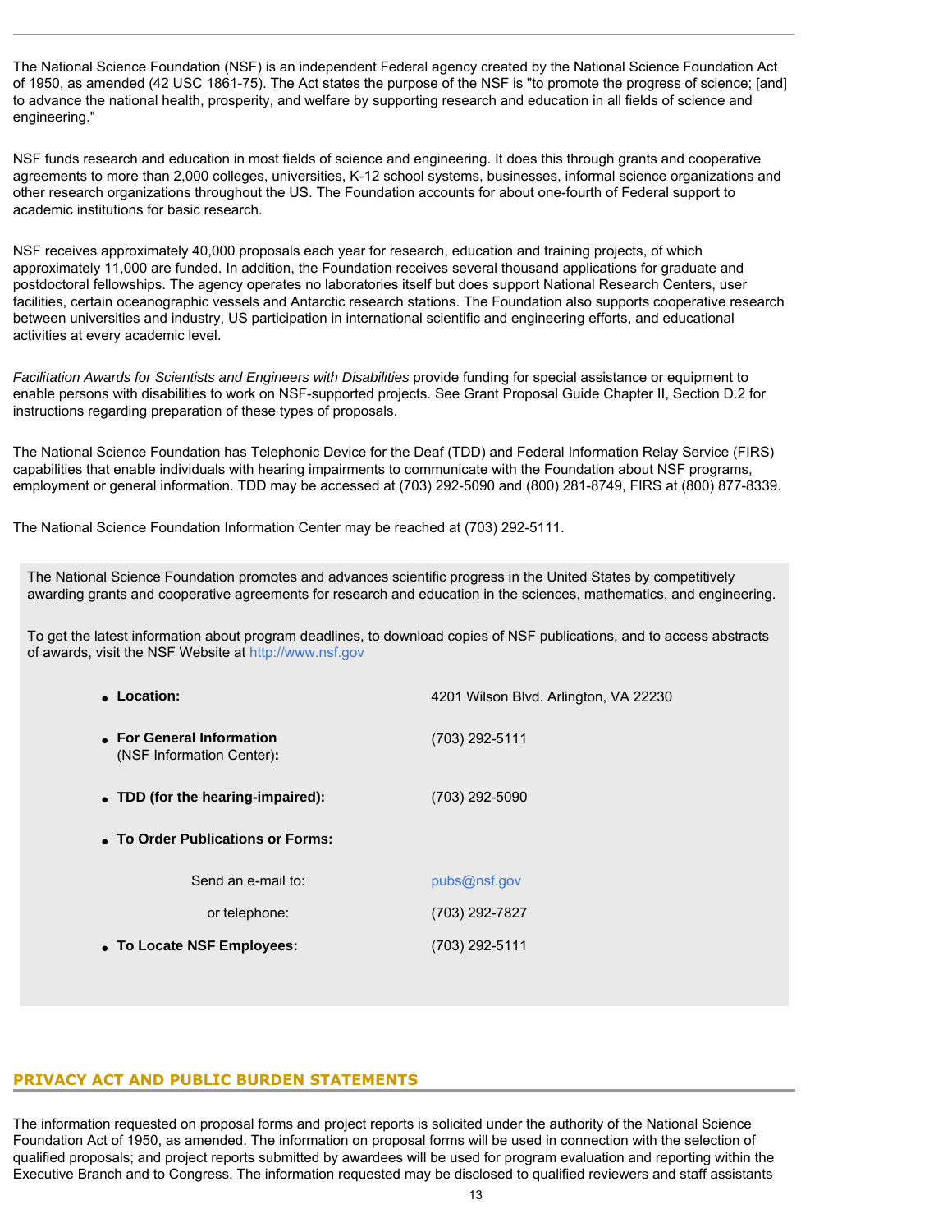The National Science Foundation (NSF) is an independent Federal agency created by the National Science Foundation Act of 1950, as amended (42 USC 1861-75). The Act states the purpose of the NSF is "to promote the progress of science; [and] to advance the national health, prosperity, and welfare by supporting research and education in all fields of science and engineering."

NSF funds research and education in most fields of science and engineering. It does this through grants and cooperative agreements to more than 2,000 colleges, universities, K-12 school systems, businesses, informal science organizations and other research organizations throughout the US. The Foundation accounts for about one-fourth of Federal support to academic institutions for basic research.

NSF receives approximately 40,000 proposals each year for research, education and training projects, of which approximately 11,000 are funded. In addition, the Foundation receives several thousand applications for graduate and postdoctoral fellowships. The agency operates no laboratories itself but does support National Research Centers, user facilities, certain oceanographic vessels and Antarctic research stations. The Foundation also supports cooperative research between universities and industry, US participation in international scientific and engineering efforts, and educational activities at every academic level.

*Facilitation Awards for Scientists and Engineers with Disabilities* provide funding for special assistance or equipment to enable persons with disabilities to work on NSF-supported projects. See Grant Proposal Guide Chapter II, Section D.2 for instructions regarding preparation of these types of proposals.

The National Science Foundation has Telephonic Device for the Deaf (TDD) and Federal Information Relay Service (FIRS) capabilities that enable individuals with hearing impairments to communicate with the Foundation about NSF programs, employment or general information. TDD may be accessed at (703) 292-5090 and (800) 281-8749, FIRS at (800) 877-8339.

The National Science Foundation Information Center may be reached at (703) 292-5111.

The National Science Foundation promotes and advances scientific progress in the United States by competitively awarding grants and cooperative agreements for research and education in the sciences, mathematics, and engineering.

To get the latest information about program deadlines, to download copies of NSF publications, and to access abstracts of awards, visit the NSF Website at http://www.nsf.gov

- **Location:** 4201 Wilson Blvd. Arlington, VA 22230
- **For General Information** (NSF Information Center)**:** (703) 292-5111
- **TDD (for the hearing-impaired):** (703) 292-5090
- **To Order Publications or Forms:**
  - Send an e-mail to: pubs@nsf.gov
  - or telephone: (703) 292-7827
- **To Locate NSF Employees:** (703) 292-5111

## PRIVACY ACT AND PUBLIC BURDEN STATEMENTS

The information requested on proposal forms and project reports is solicited under the authority of the National Science Foundation Act of 1950, as amended. The information on proposal forms will be used in connection with the selection of qualified proposals; and project reports submitted by awardees will be used for program evaluation and reporting within the Executive Branch and to Congress. The information requested may be disclosed to qualified reviewers and staff assistants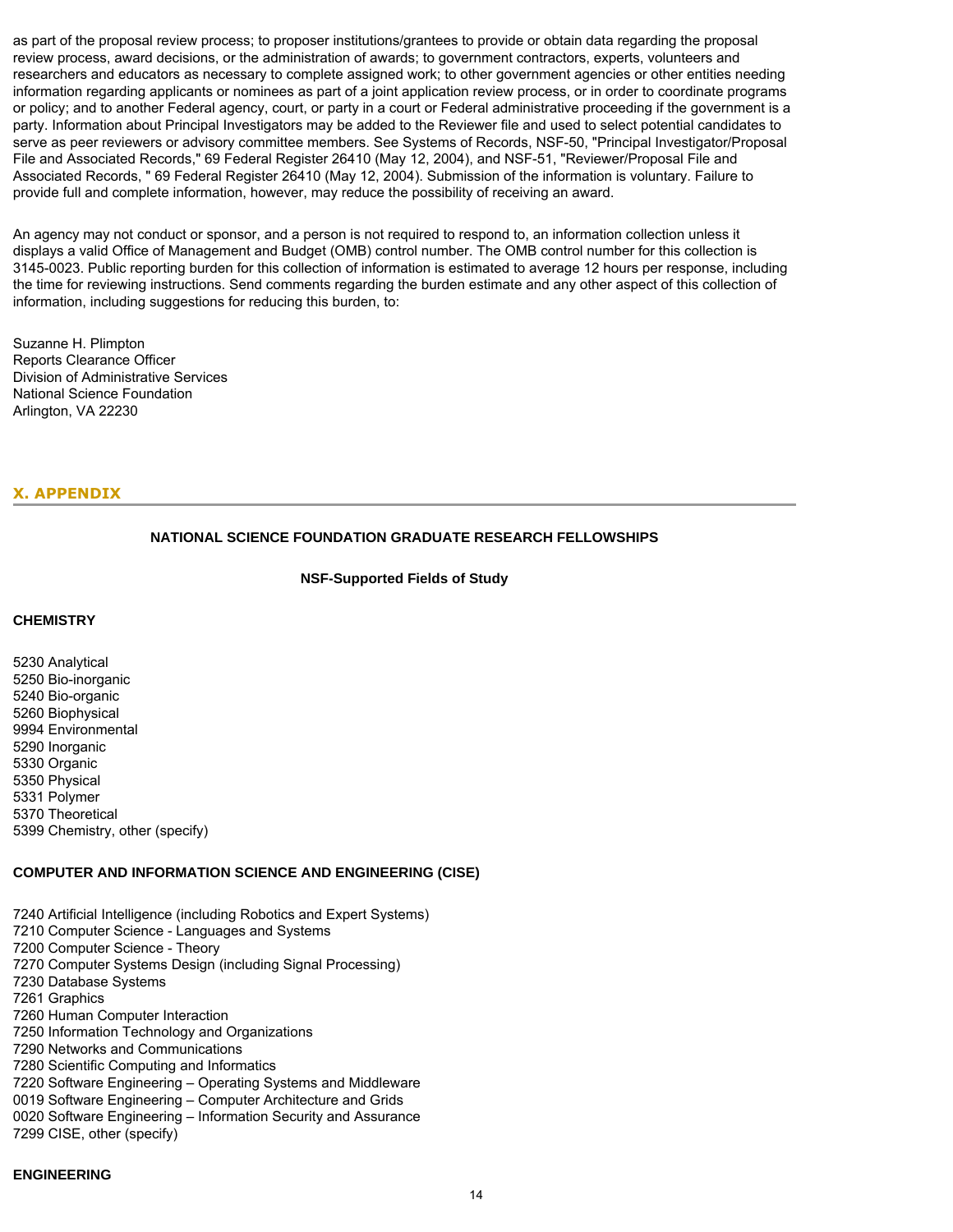as part of the proposal review process; to proposer institutions/grantees to provide or obtain data regarding the proposal review process, award decisions, or the administration of awards; to government contractors, experts, volunteers and researchers and educators as necessary to complete assigned work; to other government agencies or other entities needing information regarding applicants or nominees as part of a joint application review process, or in order to coordinate programs or policy; and to another Federal agency, court, or party in a court or Federal administrative proceeding if the government is a party. Information about Principal Investigators may be added to the Reviewer file and used to select potential candidates to serve as peer reviewers or advisory committee members. See Systems of Records, NSF-50, "Principal Investigator/Proposal File and Associated Records," 69 Federal Register 26410 (May 12, 2004), and NSF-51, "Reviewer/Proposal File and Associated Records, " 69 Federal Register 26410 (May 12, 2004). Submission of the information is voluntary. Failure to provide full and complete information, however, may reduce the possibility of receiving an award.

An agency may not conduct or sponsor, and a person is not required to respond to, an information collection unless it displays a valid Office of Management and Budget (OMB) control number. The OMB control number for this collection is 3145-0023. Public reporting burden for this collection of information is estimated to average 12 hours per response, including the time for reviewing instructions. Send comments regarding the burden estimate and any other aspect of this collection of information, including suggestions for reducing this burden, to:

Suzanne H. Plimpton
Reports Clearance Officer
Division of Administrative Services
National Science Foundation
Arlington, VA 22230

## X. APPENDIX

**NATIONAL SCIENCE FOUNDATION GRADUATE RESEARCH FELLOWSHIPS**

**NSF-Supported Fields of Study**

**CHEMISTRY**

5230 Analytical
5250 Bio-inorganic
5240 Bio-organic
5260 Biophysical
9994 Environmental
5290 Inorganic
5330 Organic
5350 Physical
5331 Polymer
5370 Theoretical
5399 Chemistry, other (specify)

**COMPUTER AND INFORMATION SCIENCE AND ENGINEERING (CISE)**

7240 Artificial Intelligence (including Robotics and Expert Systems)
7210 Computer Science - Languages and Systems
7200 Computer Science - Theory
7270 Computer Systems Design (including Signal Processing)
7230 Database Systems
7261 Graphics
7260 Human Computer Interaction
7250 Information Technology and Organizations
7290 Networks and Communications
7280 Scientific Computing and Informatics
7220 Software Engineering – Operating Systems and Middleware
0019 Software Engineering – Computer Architecture and Grids
0020 Software Engineering – Information Security and Assurance
7299 CISE, other (specify)

**ENGINEERING**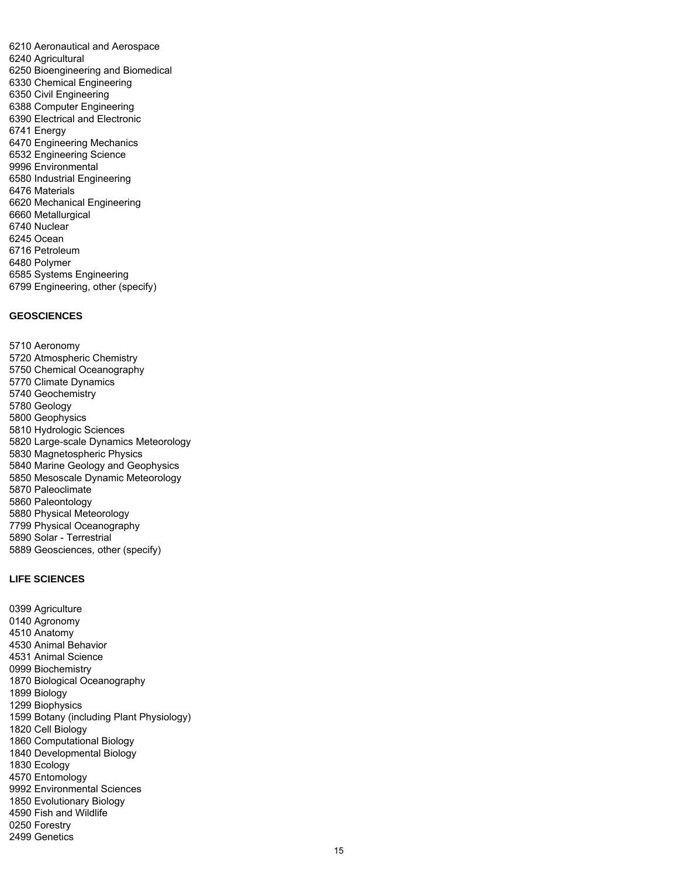6210 Aeronautical and Aerospace
6240 Agricultural
6250 Bioengineering and Biomedical
6330 Chemical Engineering
6350 Civil Engineering
6388 Computer Engineering
6390 Electrical and Electronic
6741 Energy
6470 Engineering Mechanics
6532 Engineering Science
9996 Environmental
6580 Industrial Engineering
6476 Materials
6620 Mechanical Engineering
6660 Metallurgical
6740 Nuclear
6245 Ocean
6716 Petroleum
6480 Polymer
6585 Systems Engineering
6799 Engineering, other (specify)

**GEOSCIENCES**

5710 Aeronomy
5720 Atmospheric Chemistry
5750 Chemical Oceanography
5770 Climate Dynamics
5740 Geochemistry
5780 Geology
5800 Geophysics
5810 Hydrologic Sciences
5820 Large-scale Dynamics Meteorology
5830 Magnetospheric Physics
5840 Marine Geology and Geophysics
5850 Mesoscale Dynamic Meteorology
5870 Paleoclimate
5860 Paleontology
5880 Physical Meteorology
7799 Physical Oceanography
5890 Solar - Terrestrial
5889 Geosciences, other (specify)

**LIFE SCIENCES**

0399 Agriculture
0140 Agronomy
4510 Anatomy
4530 Animal Behavior
4531 Animal Science
0999 Biochemistry
1870 Biological Oceanography
1899 Biology
1299 Biophysics
1599 Botany (including Plant Physiology)
1820 Cell Biology
1860 Computational Biology
1840 Developmental Biology
1830 Ecology
4570 Entomology
9992 Environmental Sciences
1850 Evolutionary Biology
4590 Fish and Wildlife
0250 Forestry
2499 Genetics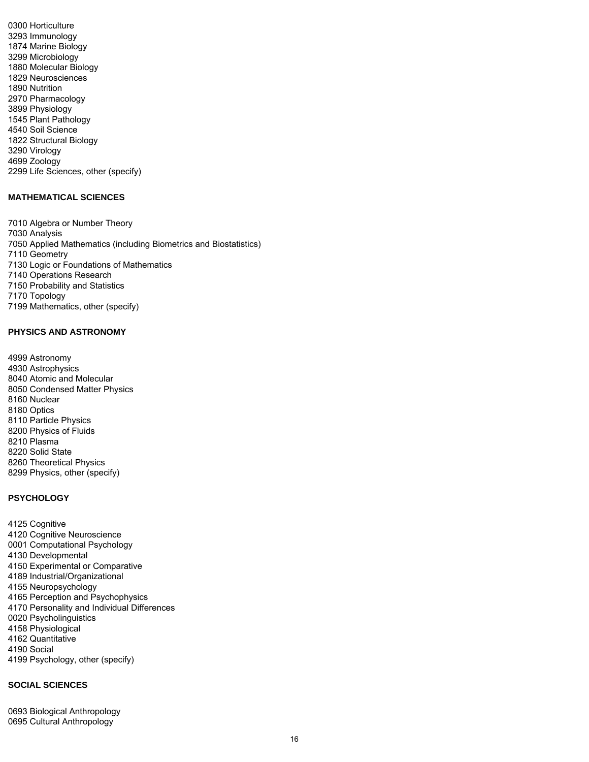0300 Horticulture
3293 Immunology
1874 Marine Biology
3299 Microbiology
1880 Molecular Biology
1829 Neurosciences
1890 Nutrition
2970 Pharmacology
3899 Physiology
1545 Plant Pathology
4540 Soil Science
1822 Structural Biology
3290 Virology
4699 Zoology
2299 Life Sciences, other (specify)

**MATHEMATICAL SCIENCES**

7010 Algebra or Number Theory
7030 Analysis
7050 Applied Mathematics (including Biometrics and Biostatistics)
7110 Geometry
7130 Logic or Foundations of Mathematics
7140 Operations Research
7150 Probability and Statistics
7170 Topology
7199 Mathematics, other (specify)

**PHYSICS AND ASTRONOMY**

4999 Astronomy
4930 Astrophysics
8040 Atomic and Molecular
8050 Condensed Matter Physics
8160 Nuclear
8180 Optics
8110 Particle Physics
8200 Physics of Fluids
8210 Plasma
8220 Solid State
8260 Theoretical Physics
8299 Physics, other (specify)

**PSYCHOLOGY**

4125 Cognitive
4120 Cognitive Neuroscience
0001 Computational Psychology
4130 Developmental
4150 Experimental or Comparative
4189 Industrial/Organizational
4155 Neuropsychology
4165 Perception and Psychophysics
4170 Personality and Individual Differences
0020 Psycholinguistics
4158 Physiological
4162 Quantitative
4190 Social
4199 Psychology, other (specify)

**SOCIAL SCIENCES**

0693 Biological Anthropology
0695 Cultural Anthropology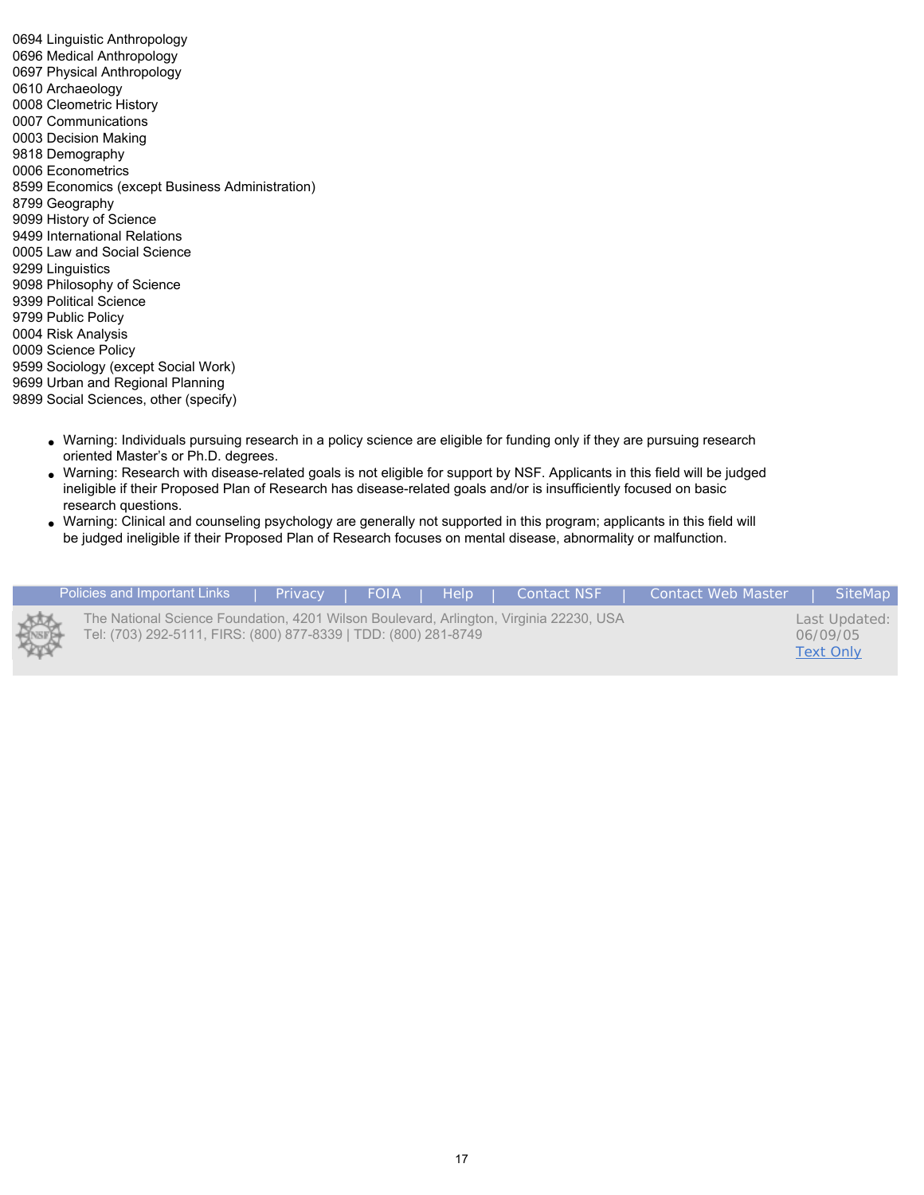0694 Linguistic Anthropology
0696 Medical Anthropology
0697 Physical Anthropology
0610 Archaeology
0008 Cleometric History
0007 Communications
0003 Decision Making
9818 Demography
0006 Econometrics
8599 Economics (except Business Administration)
8799 Geography
9099 History of Science
9499 International Relations
0005 Law and Social Science
9299 Linguistics
9098 Philosophy of Science
9399 Political Science
9799 Public Policy
0004 Risk Analysis
0009 Science Policy
9599 Sociology (except Social Work)
9699 Urban and Regional Planning
9899 Social Sciences, other (specify)

- Warning: Individuals pursuing research in a policy science are eligible for funding only if they are pursuing research oriented Master's or Ph.D. degrees.
- Warning: Research with disease-related goals is not eligible for support by NSF. Applicants in this field will be judged ineligible if their Proposed Plan of Research has disease-related goals and/or is insufficiently focused on basic research questions.
- Warning: Clinical and counseling psychology are generally not supported in this program; applicants in this field will be judged ineligible if their Proposed Plan of Research focuses on mental disease, abnormality or malfunction.

Policies and Important Links | Privacy | FOIA | Help | Contact NSF | Contact Web Master | SiteMap

The National Science Foundation, 4201 Wilson Boulevard, Arlington, Virginia 22230, USA
Tel: (703) 292-5111, FIRS: (800) 877-8339 | TDD: (800) 281-8749

Last Updated: 06/09/05
Text Only